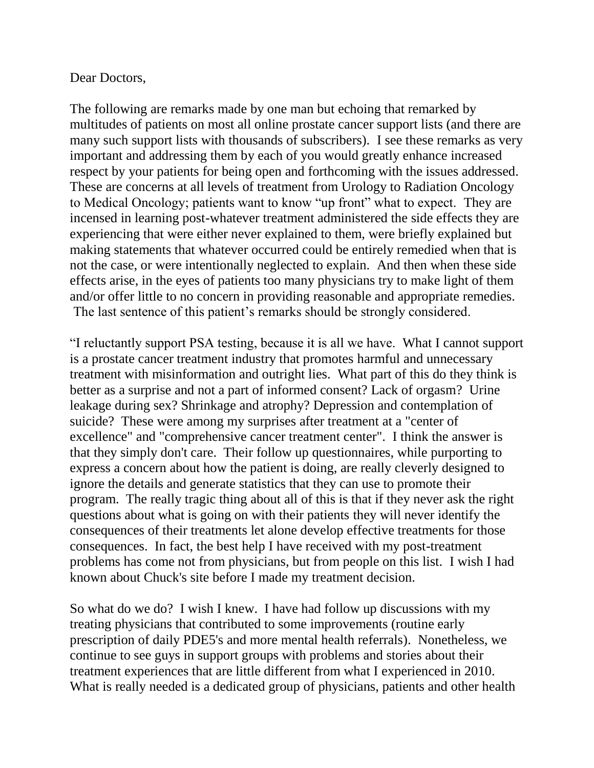Dear Doctors,

The following are remarks made by one man but echoing that remarked by multitudes of patients on most all online prostate cancer support lists (and there are many such support lists with thousands of subscribers). I see these remarks as very important and addressing them by each of you would greatly enhance increased respect by your patients for being open and forthcoming with the issues addressed. These are concerns at all levels of treatment from Urology to Radiation Oncology to Medical Oncology; patients want to know "up front" what to expect. They are incensed in learning post-whatever treatment administered the side effects they are experiencing that were either never explained to them, were briefly explained but making statements that whatever occurred could be entirely remedied when that is not the case, or were intentionally neglected to explain. And then when these side effects arise, in the eyes of patients too many physicians try to make light of them and/or offer little to no concern in providing reasonable and appropriate remedies. The last sentence of this patient's remarks should be strongly considered.

"I reluctantly support PSA testing, because it is all we have. What I cannot support is a prostate cancer treatment industry that promotes harmful and unnecessary treatment with misinformation and outright lies. What part of this do they think is better as a surprise and not a part of informed consent? Lack of orgasm? Urine leakage during sex? Shrinkage and atrophy? Depression and contemplation of suicide? These were among my surprises after treatment at a "center of excellence" and "comprehensive cancer treatment center". I think the answer is that they simply don't care. Their follow up questionnaires, while purporting to express a concern about how the patient is doing, are really cleverly designed to ignore the details and generate statistics that they can use to promote their program. The really tragic thing about all of this is that if they never ask the right questions about what is going on with their patients they will never identify the consequences of their treatments let alone develop effective treatments for those consequences. In fact, the best help I have received with my post-treatment problems has come not from physicians, but from people on this list. I wish I had known about Chuck's site before I made my treatment decision.

So what do we do? I wish I knew. I have had follow up discussions with my treating physicians that contributed to some improvements (routine early prescription of daily PDE5's and more mental health referrals). Nonetheless, we continue to see guys in support groups with problems and stories about their treatment experiences that are little different from what I experienced in 2010. What is really needed is a dedicated group of physicians, patients and other health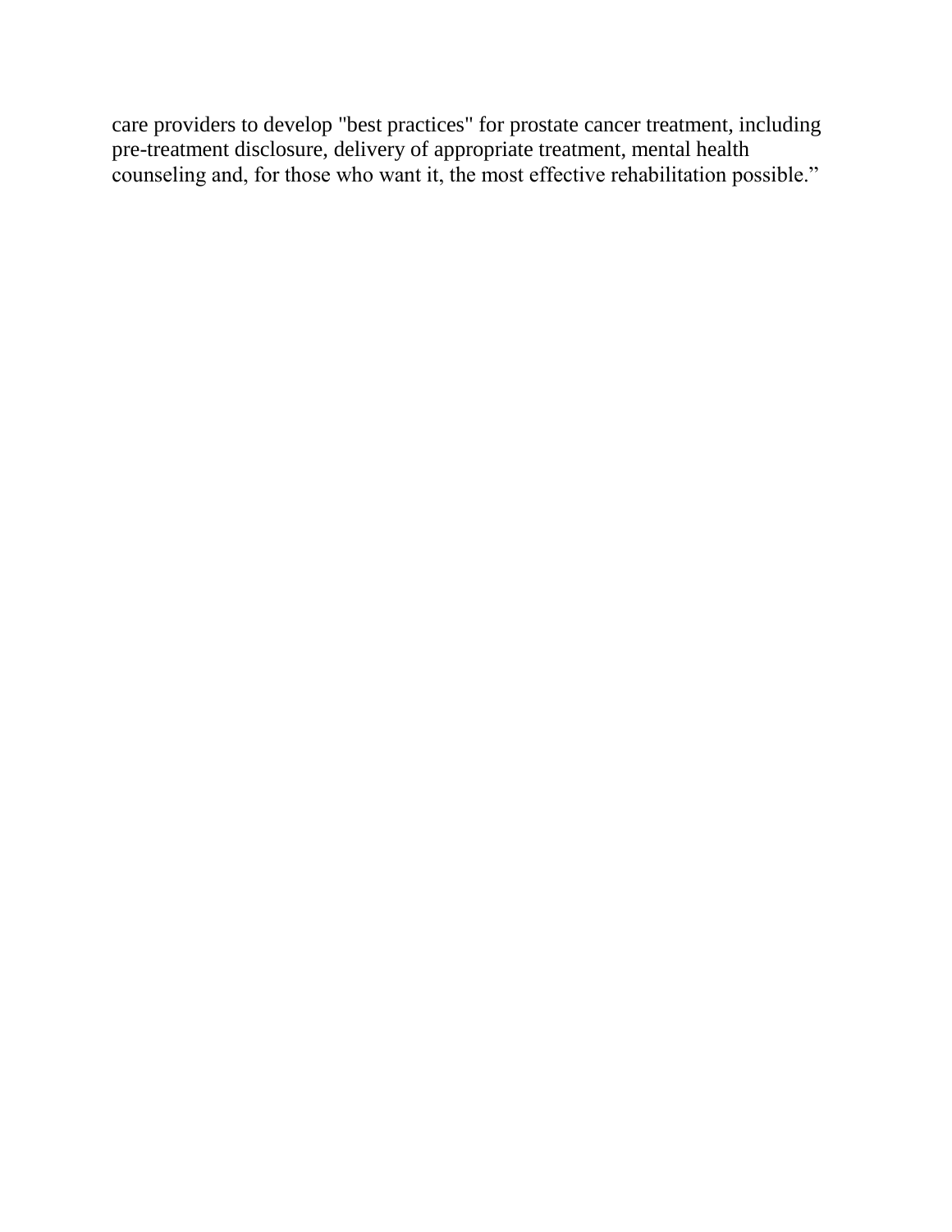care providers to develop "best practices" for prostate cancer treatment, including pre-treatment disclosure, delivery of appropriate treatment, mental health counseling and, for those who want it, the most effective rehabilitation possible.”